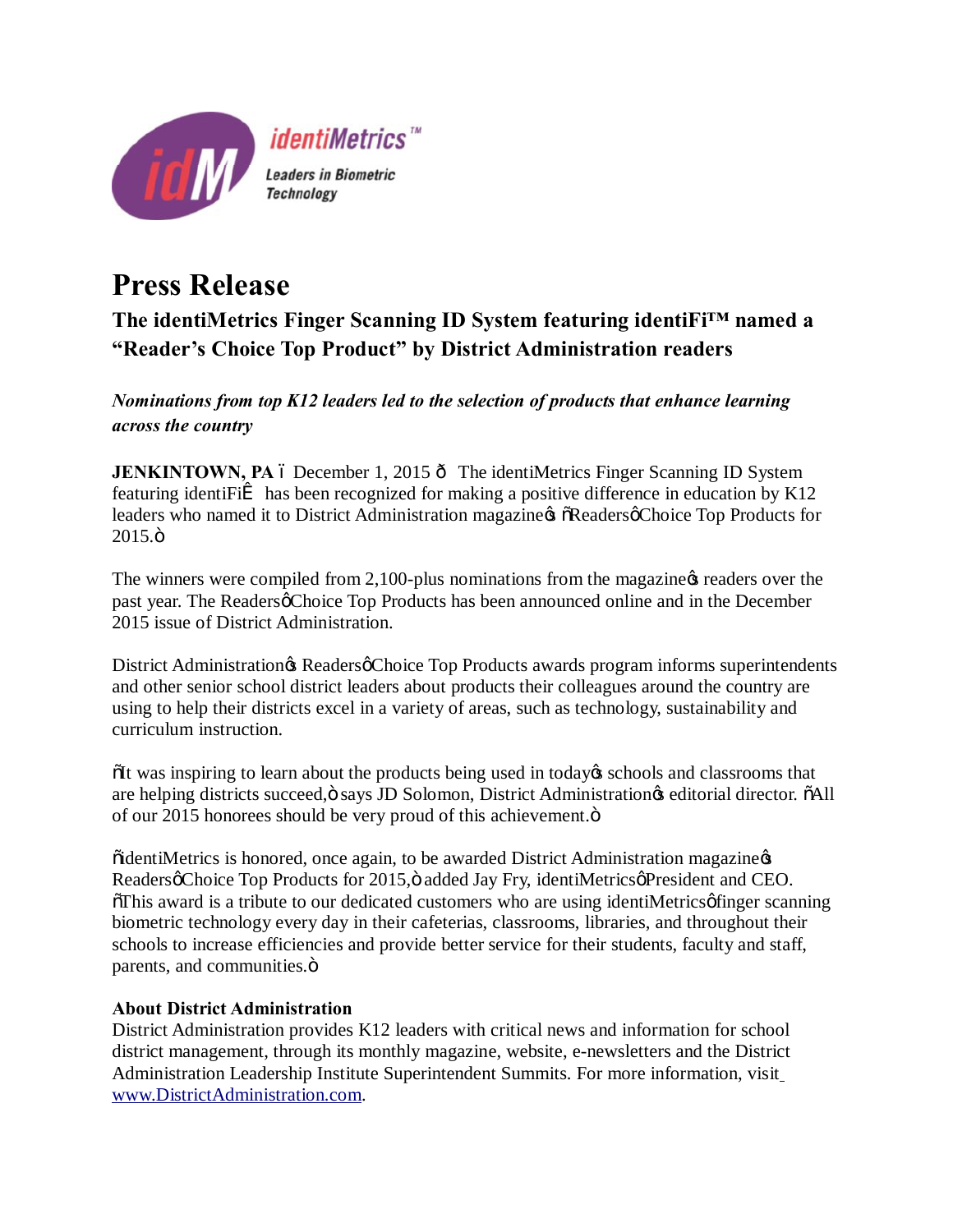identiMetrics™

Leaders in Biometric Technology

# Press Release

## The identiMetrics Finger Scanning ID System featuring identiFi™ named a "Reader's Choice Top Product" by District Administration readers

***Nominations from top K12 leaders led to the selection of products that enhance learning across the country***

**JENKINTOWN, PA** – December 1, 2015 – The identiMetrics Finger Scanning ID System featuring identiFi™ has been recognized for making a positive difference in education by K12 leaders who named it to District Administration magazine's "Readers' Choice Top Products for 2015."

The winners were compiled from 2,100-plus nominations from the magazine's readers over the past year. The Readers' Choice Top Products has been announced online and in the December 2015 issue of District Administration.

District Administration's Readers' Choice Top Products awards program informs superintendents and other senior school district leaders about products their colleagues around the country are using to help their districts excel in a variety of areas, such as technology, sustainability and curriculum instruction.

"It was inspiring to learn about the products being used in today's schools and classrooms that are helping districts succeed," says JD Solomon, District Administration's editorial director. "All of our 2015 honorees should be very proud of this achievement."

"identiMetrics is honored, once again, to be awarded District Administration magazine's Readers' Choice Top Products for 2015," added Jay Fry, identiMetrics' President and CEO. "This award is a tribute to our dedicated customers who are using identiMetrics' finger scanning biometric technology every day in their cafeterias, classrooms, libraries, and throughout their schools to increase efficiencies and provide better service for their students, faculty and staff, parents, and communities."

**About District Administration**

District Administration provides K12 leaders with critical news and information for school district management, through its monthly magazine, website, e-newsletters and the District Administration Leadership Institute Superintendent Summits. For more information, visit www.DistrictAdministration.com.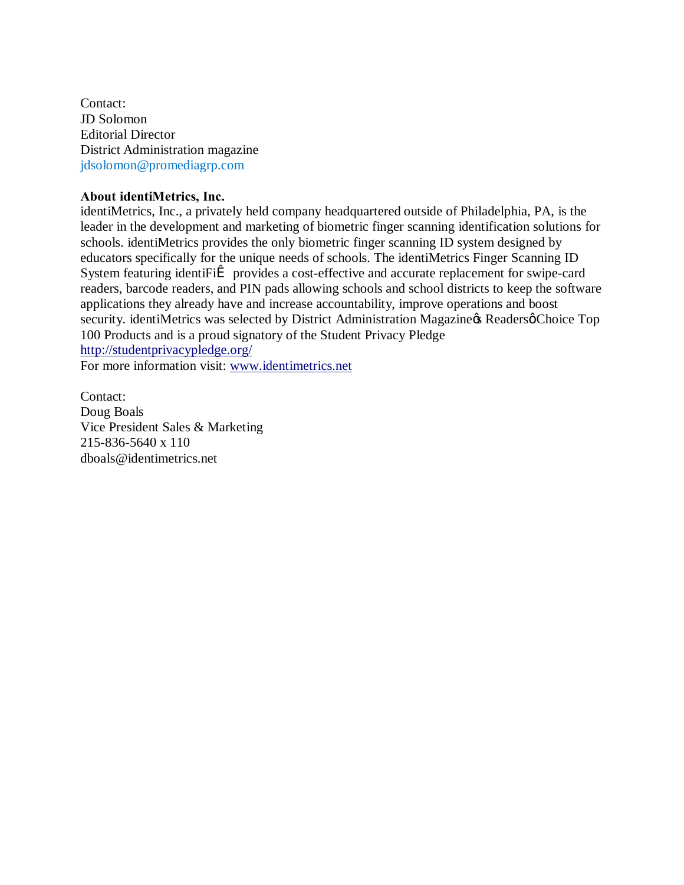Contact:
JD Solomon
Editorial Director
District Administration magazine
jdsolomon@promediagrp.com

**About identiMetrics, Inc.**
identiMetrics, Inc., a privately held company headquartered outside of Philadelphia, PA, is the leader in the development and marketing of biometric finger scanning identification solutions for schools. identiMetrics provides the only biometric finger scanning ID system designed by educators specifically for the unique needs of schools. The identiMetrics Finger Scanning ID System featuring identiFiÊ provides a cost-effective and accurate replacement for swipe-card readers, barcode readers, and PIN pads allowing schools and school districts to keep the software applications they already have and increase accountability, improve operations and boost security. identiMetrics was selected by District Administration Magazineœ Readersô Choice Top 100 Products and is a proud signatory of the Student Privacy Pledge
http://studentprivacypledge.org/
For more information visit: www.identimetrics.net

Contact:
Doug Boals
Vice President Sales & Marketing
215-836-5640 x 110
dboals@identimetrics.net